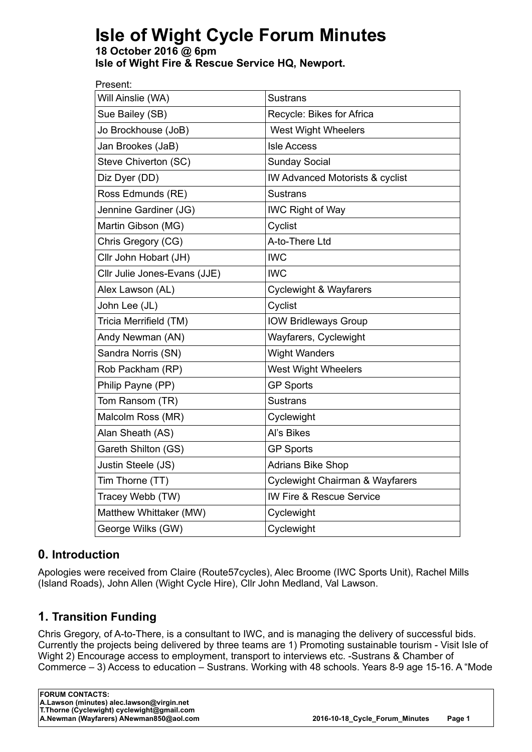# Isle of Wight Cycle Forum Minutes

**18 October 2016 @ 6pm**
**Isle of Wight Fire & Rescue Service HQ, Newport.**

Present:

| | |
|---|---|
| Will Ainslie (WA) | Sustrans |
| Sue Bailey (SB) | Recycle: Bikes for Africa |
| Jo Brockhouse (JoB) | West Wight Wheelers |
| Jan Brookes (JaB) | Isle Access |
| Steve Chiverton (SC) | Sunday Social |
| Diz Dyer (DD) | IW Advanced Motorists & cyclist |
| Ross Edmunds (RE) | Sustrans |
| Jennine Gardiner (JG) | IWC Right of Way |
| Martin Gibson (MG) | Cyclist |
| Chris Gregory (CG) | A-to-There Ltd |
| Cllr John Hobart (JH) | IWC |
| Cllr Julie Jones-Evans (JJE) | IWC |
| Alex Lawson (AL) | Cyclewight & Wayfarers |
| John Lee (JL) | Cyclist |
| Tricia Merrifield (TM) | IOW Bridleways Group |
| Andy Newman (AN) | Wayfarers, Cyclewight |
| Sandra Norris (SN) | Wight Wanders |
| Rob Packham (RP) | West Wight Wheelers |
| Philip Payne (PP) | GP Sports |
| Tom Ransom (TR) | Sustrans |
| Malcolm Ross (MR) | Cyclewight |
| Alan Sheath (AS) | Al's Bikes |
| Gareth Shilton (GS) | GP Sports |
| Justin Steele (JS) | Adrians Bike Shop |
| Tim Thorne (TT) | Cyclewight Chairman & Wayfarers |
| Tracey Webb (TW) | IW Fire & Rescue Service |
| Matthew Whittaker (MW) | Cyclewight |
| George Wilks (GW) | Cyclewight |

## 0. Introduction

Apologies were received from Claire (Route57cycles), Alec Broome (IWC Sports Unit), Rachel Mills (Island Roads), John Allen (Wight Cycle Hire), Cllr John Medland, Val Lawson.

## 1. Transition Funding

Chris Gregory, of A-to-There, is a consultant to IWC, and is managing the delivery of successful bids. Currently the projects being delivered by three teams are 1) Promoting sustainable tourism - Visit Isle of Wight 2) Encourage access to employment, transport to interviews etc. -Sustrans & Chamber of Commerce – 3) Access to education – Sustrans. Working with 48 schools. Years 8-9 age 15-16. A "Mode

**FORUM CONTACTS:**
**A.Lawson (minutes) alec.lawson@virgin.net**
**T.Thorne (Cyclewight) cyclewight@gmail.com**
**A.Newman (Wayfarers) ANewman850@aol.com**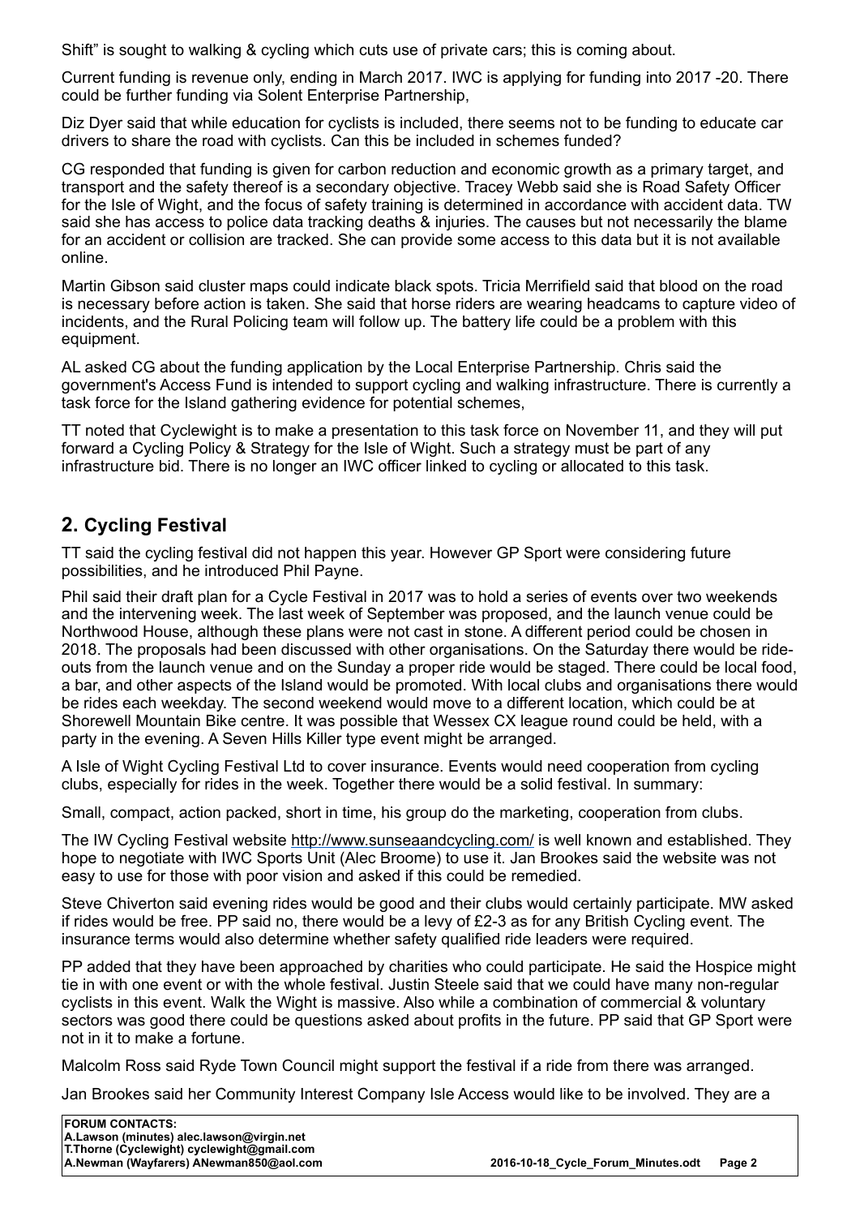Shift" is sought to walking & cycling which cuts use of private cars; this is coming about.

Current funding is revenue only, ending in March 2017. IWC is applying for funding into 2017 -20. There could be further funding via Solent Enterprise Partnership,

Diz Dyer said that while education for cyclists is included, there seems not to be funding to educate car drivers to share the road with cyclists. Can this be included in schemes funded?

CG responded that funding is given for carbon reduction and economic growth as a primary target, and transport and the safety thereof is a secondary objective. Tracey Webb said she is Road Safety Officer for the Isle of Wight, and the focus of safety training is determined in accordance with accident data. TW said she has access to police data tracking deaths & injuries. The causes but not necessarily the blame for an accident or collision are tracked. She can provide some access to this data but it is not available online.

Martin Gibson said cluster maps could indicate black spots. Tricia Merrifield said that blood on the road is necessary before action is taken. She said that horse riders are wearing headcams to capture video of incidents, and the Rural Policing team will follow up. The battery life could be a problem with this equipment.

AL asked CG about the funding application by the Local Enterprise Partnership. Chris said the government's Access Fund is intended to support cycling and walking infrastructure. There is currently a task force for the Island gathering evidence for potential schemes,

TT noted that Cyclewight is to make a presentation to this task force on November 11, and they will put forward a Cycling Policy & Strategy for the Isle of Wight. Such a strategy must be part of any infrastructure bid. There is no longer an IWC officer linked to cycling or allocated to this task.

## 2. Cycling Festival

TT said the cycling festival did not happen this year. However GP Sport were considering future possibilities, and he introduced Phil Payne.

Phil said their draft plan for a Cycle Festival in 2017 was to hold a series of events over two weekends and the intervening week. The last week of September was proposed, and the launch venue could be Northwood House, although these plans were not cast in stone. A different period could be chosen in 2018. The proposals had been discussed with other organisations. On the Saturday there would be ride-outs from the launch venue and on the Sunday a proper ride would be staged. There could be local food, a bar, and other aspects of the Island would be promoted. With local clubs and organisations there would be rides each weekday. The second weekend would move to a different location, which could be at Shorewell Mountain Bike centre. It was possible that Wessex CX league round could be held, with a party in the evening. A Seven Hills Killer type event might be arranged.

A Isle of Wight Cycling Festival Ltd to cover insurance. Events would need cooperation from cycling clubs, especially for rides in the week. Together there would be a solid festival. In summary:

Small, compact, action packed, short in time, his group do the marketing, cooperation from clubs.

The IW Cycling Festival website http://www.sunseaandcycling.com/ is well known and established. They hope to negotiate with IWC Sports Unit (Alec Broome) to use it. Jan Brookes said the website was not easy to use for those with poor vision and asked if this could be remedied.

Steve Chiverton said evening rides would be good and their clubs would certainly participate. MW asked if rides would be free. PP said no, there would be a levy of £2-3 as for any British Cycling event. The insurance terms would also determine whether safety qualified ride leaders were required.

PP added that they have been approached by charities who could participate. He said the Hospice might tie in with one event or with the whole festival. Justin Steele said that we could have many non-regular cyclists in this event. Walk the Wight is massive. Also while a combination of commercial & voluntary sectors was good there could be questions asked about profits in the future. PP said that GP Sport were not in it to make a fortune.

Malcolm Ross said Ryde Town Council might support the festival if a ride from there was arranged.

Jan Brookes said her Community Interest Company Isle Access would like to be involved. They are a

**FORUM CONTACTS:**
**A.Lawson (minutes) alec.lawson@virgin.net**
**T.Thorne (Cyclewight) cyclewight@gmail.com**
**A.Newman (Wayfarers) ANewman850@aol.com**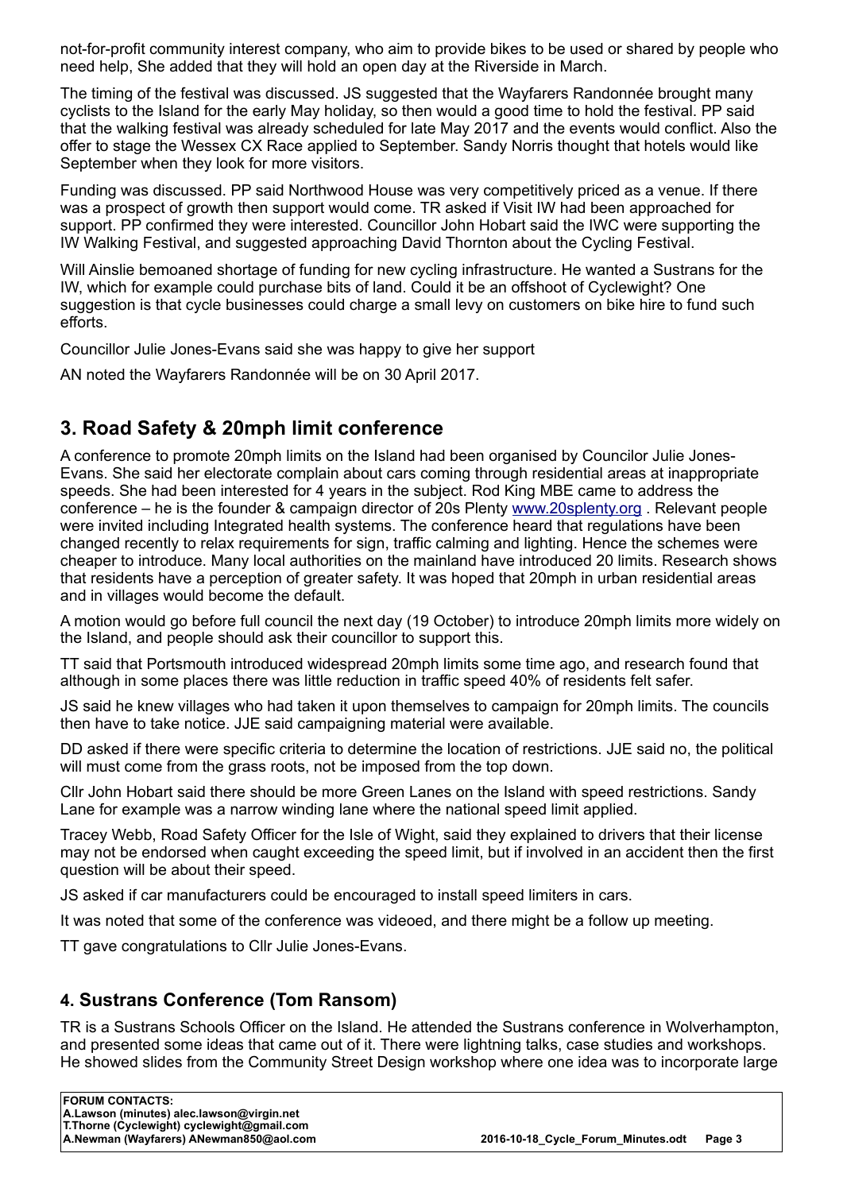not-for-profit community interest company, who aim to provide bikes to be used or shared by people who need help, She added that they will hold an open day at the Riverside in March.

The timing of the festival was discussed. JS suggested that the Wayfarers Randonnée brought many cyclists to the Island for the early May holiday, so then would a good time to hold the festival. PP said that the walking festival was already scheduled for late May 2017 and the events would conflict. Also the offer to stage the Wessex CX Race applied to September. Sandy Norris thought that hotels would like September when they look for more visitors.

Funding was discussed. PP said Northwood House was very competitively priced as a venue. If there was a prospect of growth then support would come. TR asked if Visit IW had been approached for support. PP confirmed they were interested. Councillor John Hobart said the IWC were supporting the IW Walking Festival, and suggested approaching David Thornton about the Cycling Festival.

Will Ainslie bemoaned shortage of funding for new cycling infrastructure. He wanted a Sustrans for the IW, which for example could purchase bits of land. Could it be an offshoot of Cyclewight? One suggestion is that cycle businesses could charge a small levy on customers on bike hire to fund such efforts.

Councillor Julie Jones-Evans said she was happy to give her support

AN noted the Wayfarers Randonnée will be on 30 April 2017.

## 3. Road Safety & 20mph limit conference

A conference to promote 20mph limits on the Island had been organised by Councilor Julie Jones-Evans. She said her electorate complain about cars coming through residential areas at inappropriate speeds. She had been interested for 4 years in the subject. Rod King MBE came to address the conference – he is the founder & campaign director of 20s Plenty www.20splenty.org . Relevant people were invited including Integrated health systems. The conference heard that regulations have been changed recently to relax requirements for sign, traffic calming and lighting. Hence the schemes were cheaper to introduce. Many local authorities on the mainland have introduced 20 limits. Research shows that residents have a perception of greater safety. It was hoped that 20mph in urban residential areas and in villages would become the default.

A motion would go before full council the next day (19 October) to introduce 20mph limits more widely on the Island, and people should ask their councillor to support this.

TT said that Portsmouth introduced widespread 20mph limits some time ago, and research found that although in some places there was little reduction in traffic speed 40% of residents felt safer.

JS said he knew villages who had taken it upon themselves to campaign for 20mph limits. The councils then have to take notice. JJE said campaigning material were available.

DD asked if there were specific criteria to determine the location of restrictions. JJE said no, the political will must come from the grass roots, not be imposed from the top down.

Cllr John Hobart said there should be more Green Lanes on the Island with speed restrictions. Sandy Lane for example was a narrow winding lane where the national speed limit applied.

Tracey Webb, Road Safety Officer for the Isle of Wight, said they explained to drivers that their license may not be endorsed when caught exceeding the speed limit, but if involved in an accident then the first question will be about their speed.

JS asked if car manufacturers could be encouraged to install speed limiters in cars.

It was noted that some of the conference was videoed, and there might be a follow up meeting.

TT gave congratulations to Cllr Julie Jones-Evans.

## 4. Sustrans Conference (Tom Ransom)

TR is a Sustrans Schools Officer on the Island. He attended the Sustrans conference in Wolverhampton, and presented some ideas that came out of it. There were lightning talks, case studies and workshops. He showed slides from the Community Street Design workshop where one idea was to incorporate large

**FORUM CONTACTS:**
**A.Lawson (minutes) alec.lawson@virgin.net**
**T.Thorne (Cyclewight) cyclewight@gmail.com**
**A.Newman (Wayfarers) ANewman850@aol.com**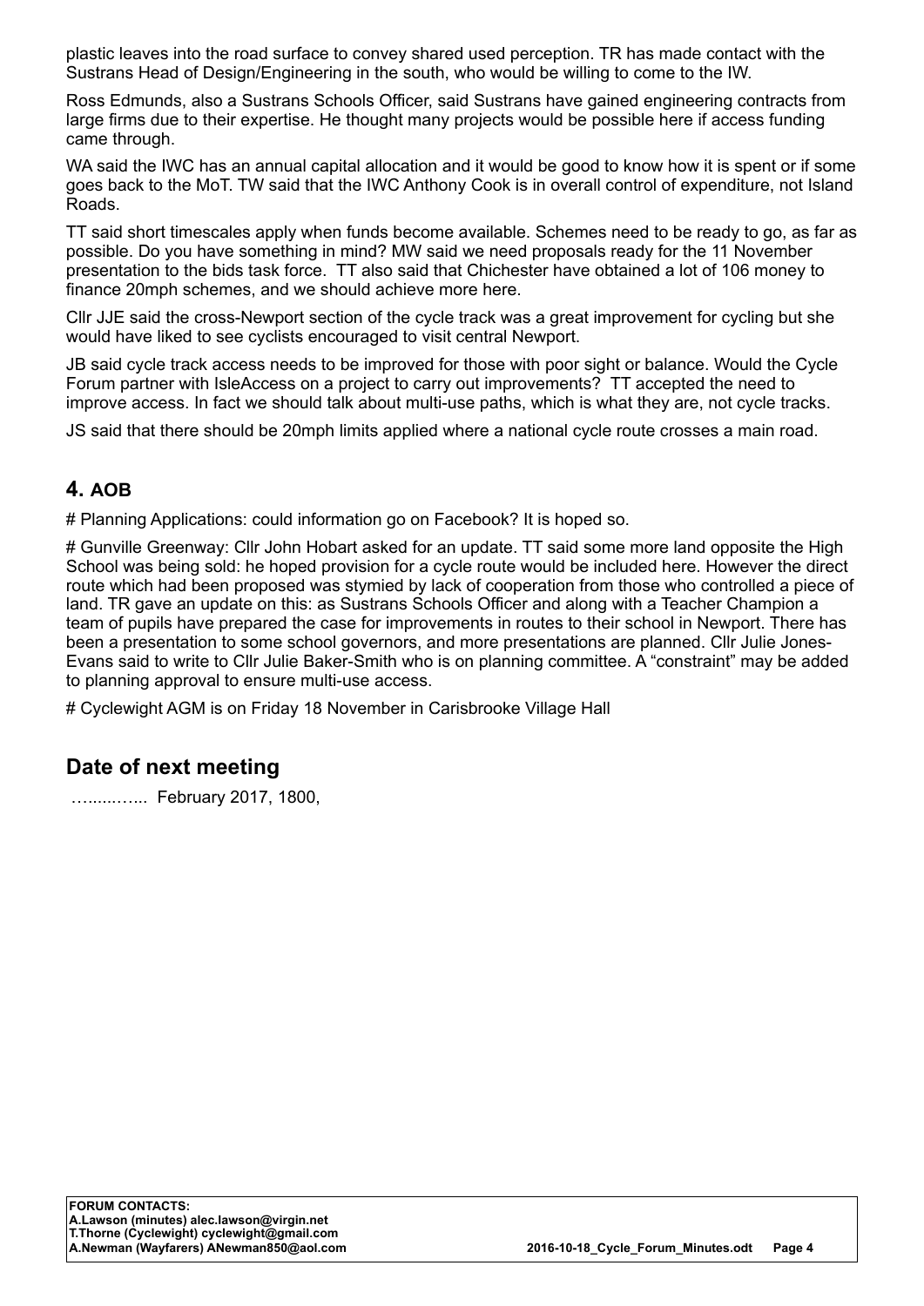plastic leaves into the road surface to convey shared used perception. TR has made contact with the Sustrans Head of Design/Engineering in the south, who would be willing to come to the IW.

Ross Edmunds, also a Sustrans Schools Officer, said Sustrans have gained engineering contracts from large firms due to their expertise. He thought many projects would be possible here if access funding came through.

WA said the IWC has an annual capital allocation and it would be good to know how it is spent or if some goes back to the MoT. TW said that the IWC Anthony Cook is in overall control of expenditure, not Island Roads.

TT said short timescales apply when funds become available. Schemes need to be ready to go, as far as possible. Do you have something in mind? MW said we need proposals ready for the 11 November presentation to the bids task force. TT also said that Chichester have obtained a lot of 106 money to finance 20mph schemes, and we should achieve more here.

Cllr JJE said the cross-Newport section of the cycle track was a great improvement for cycling but she would have liked to see cyclists encouraged to visit central Newport.

JB said cycle track access needs to be improved for those with poor sight or balance. Would the Cycle Forum partner with IsleAccess on a project to carry out improvements? TT accepted the need to improve access. In fact we should talk about multi-use paths, which is what they are, not cycle tracks.

JS said that there should be 20mph limits applied where a national cycle route crosses a main road.

## 4. AOB

# Planning Applications: could information go on Facebook? It is hoped so.

# Gunville Greenway: Cllr John Hobart asked for an update. TT said some more land opposite the High School was being sold: he hoped provision for a cycle route would be included here. However the direct route which had been proposed was stymied by lack of cooperation from those who controlled a piece of land. TR gave an update on this: as Sustrans Schools Officer and along with a Teacher Champion a team of pupils have prepared the case for improvements in routes to their school in Newport. There has been a presentation to some school governors, and more presentations are planned. Cllr Julie Jones-Evans said to write to Cllr Julie Baker-Smith who is on planning committee. A "constraint" may be added to planning approval to ensure multi-use access.

# Cyclewight AGM is on Friday 18 November in Carisbrooke Village Hall

## Date of next meeting

…........... February 2017, 1800,

**FORUM CONTACTS:**
**A.Lawson (minutes) alec.lawson@virgin.net**
**T.Thorne (Cyclewight) cyclewight@gmail.com**
**A.Newman (Wayfarers) ANewman850@aol.com**